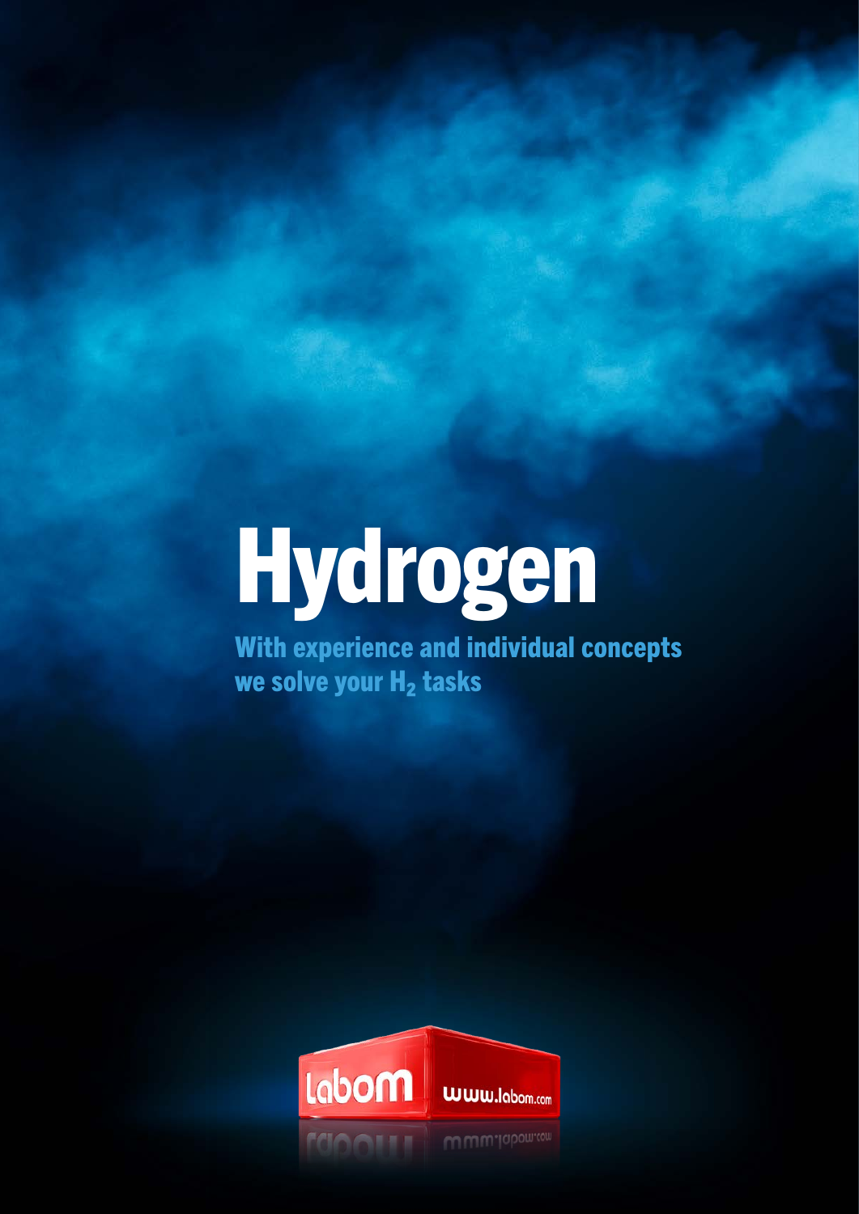# Hydrogen

**With experience and individual concepts we solve your $H_2$ tasks**

Labom www.labom.com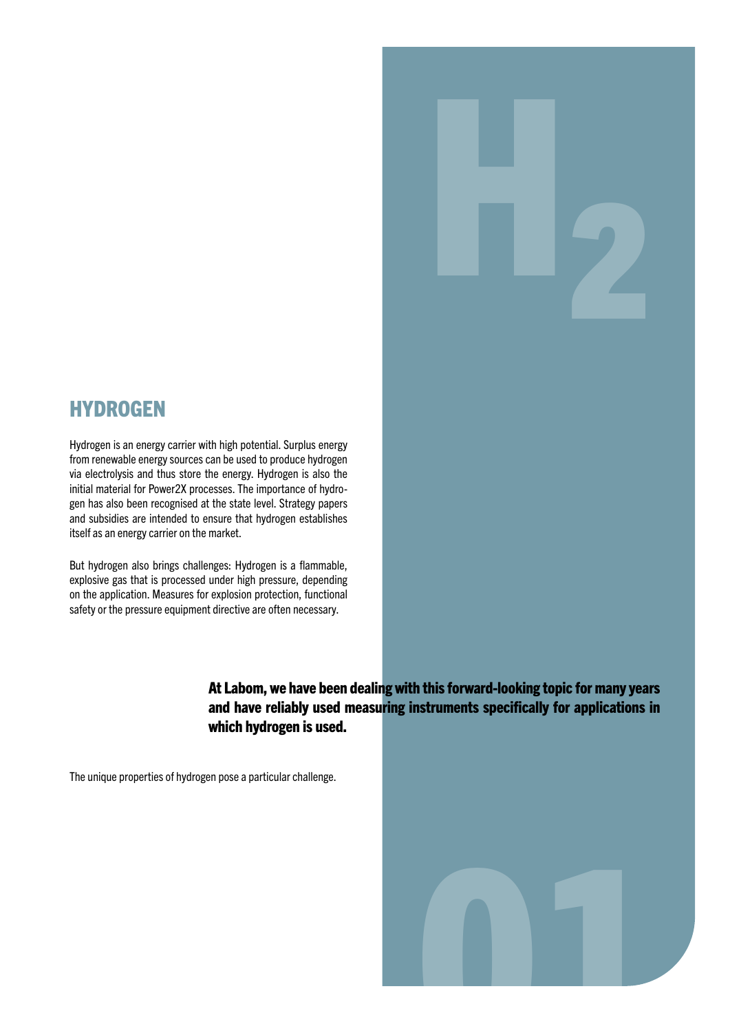## HYDROGEN

Hydrogen is an energy carrier with high potential. Surplus energy from renewable energy sources can be used to produce hydrogen via electrolysis and thus store the energy. Hydrogen is also the initial material for Power2X processes. The importance of hydrogen has also been recognised at the state level. Strategy papers and subsidies are intended to ensure that hydrogen establishes itself as an energy carrier on the market.

But hydrogen also brings challenges: Hydrogen is a flammable, explosive gas that is processed under high pressure, depending on the application. Measures for explosion protection, functional safety or the pressure equipment directive are often necessary.

**At Labom, we have been dealing with this forward-looking topic for many years and have reliably used measuring instruments specifically for applications in which hydrogen is used.**

The unique properties of hydrogen pose a particular challenge.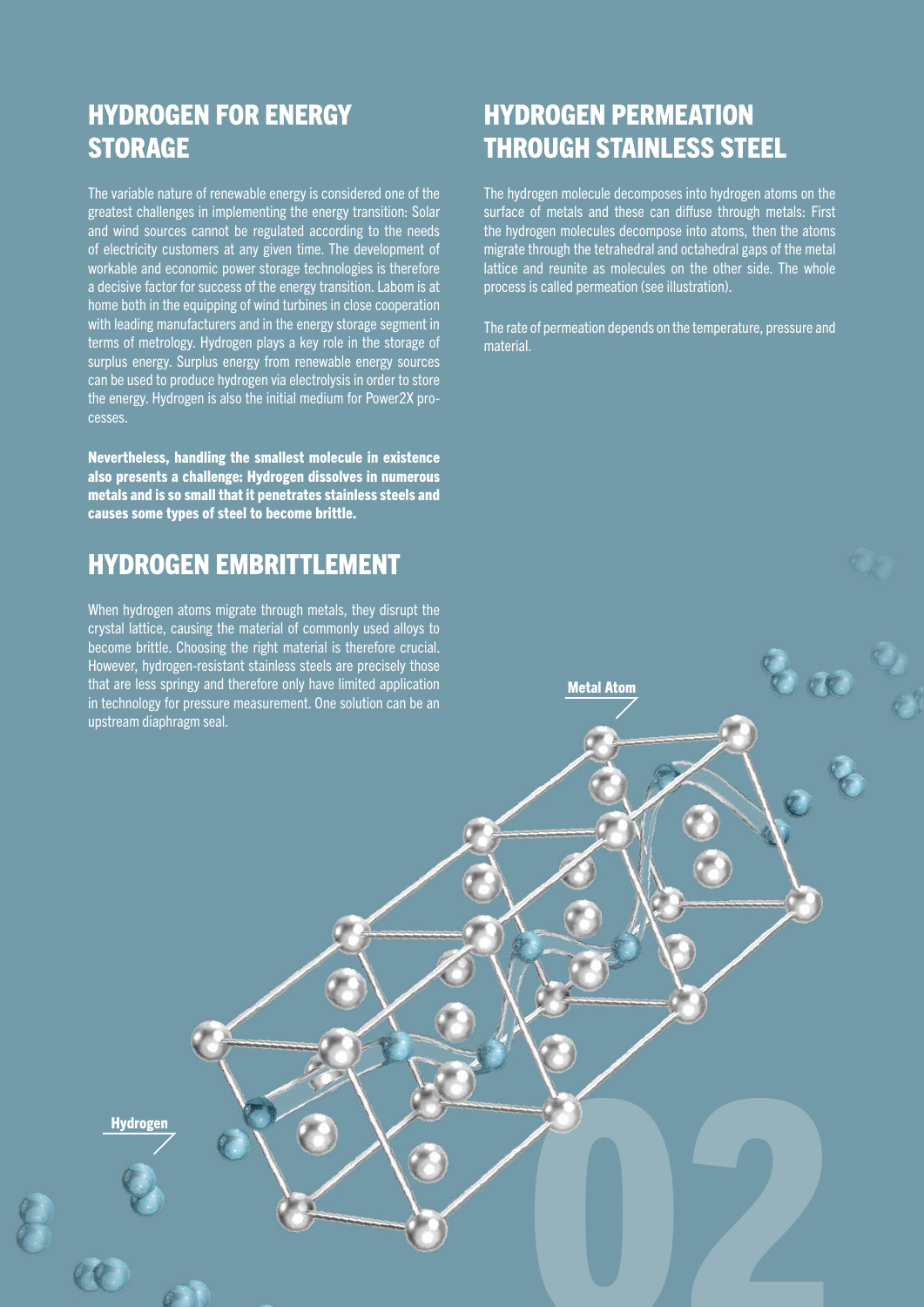## HYDROGEN FOR ENERGY STORAGE

The variable nature of renewable energy is considered one of the greatest challenges in implementing the energy transition: Solar and wind sources cannot be regulated according to the needs of electricity customers at any given time. The development of workable and economic power storage technologies is therefore a decisive factor for success of the energy transition. Labom is at home both in the equipping of wind turbines in close cooperation with leading manufacturers and in the energy storage segment in terms of metrology. Hydrogen plays a key role in the storage of surplus energy. Surplus energy from renewable energy sources can be used to produce hydrogen via electrolysis in order to store the energy. Hydrogen is also the initial medium for Power2X processes.

**Nevertheless, handling the smallest molecule in existence also presents a challenge: Hydrogen dissolves in numerous metals and is so small that it penetrates stainless steels and causes some types of steel to become brittle.**

## HYDROGEN EMBRITTLEMENT

When hydrogen atoms migrate through metals, they disrupt the crystal lattice, causing the material of commonly used alloys to become brittle. Choosing the right material is therefore crucial. However, hydrogen-resistant stainless steels are precisely those that are less springy and therefore only have limited application in technology for pressure measurement. One solution can be an upstream diaphragm seal.

## HYDROGEN PERMEATION THROUGH STAINLESS STEEL

The hydrogen molecule decomposes into hydrogen atoms on the surface of metals and these can diffuse through metals: First the hydrogen molecules decompose into atoms, then the atoms migrate through the tetrahedral and octahedral gaps of the metal lattice and reunite as molecules on the other side. The whole process is called permeation (see illustration).

The rate of permeation depends on the temperature, pressure and material.

Metal Atom

Hydrogen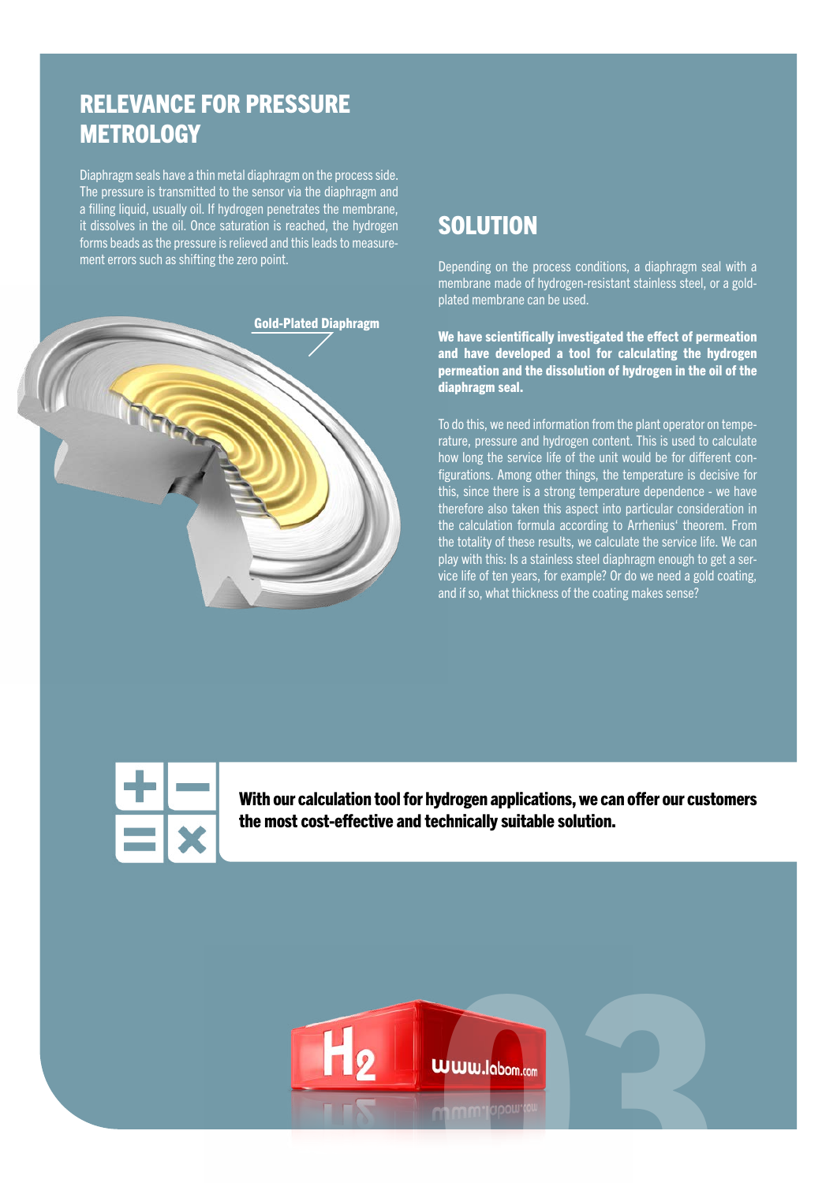## RELEVANCE FOR PRESSURE METROLOGY

Diaphragm seals have a thin metal diaphragm on the process side. The pressure is transmitted to the sensor via the diaphragm and a filling liquid, usually oil. If hydrogen penetrates the membrane, it dissolves in the oil. Once saturation is reached, the hydrogen forms beads as the pressure is relieved and this leads to measurement errors such as shifting the zero point.

Gold-Plated Diaphragm

## SOLUTION

Depending on the process conditions, a diaphragm seal with a membrane made of hydrogen-resistant stainless steel, or a gold-plated membrane can be used.

**We have scientifically investigated the effect of permeation and have developed a tool for calculating the hydrogen permeation and the dissolution of hydrogen in the oil of the diaphragm seal.**

To do this, we need information from the plant operator on temperature, pressure and hydrogen content. This is used to calculate how long the service life of the unit would be for different configurations. Among other things, the temperature is decisive for this, since there is a strong temperature dependence - we have therefore also taken this aspect into particular consideration in the calculation formula according to Arrhenius' theorem. From the totality of these results, we calculate the service life. We can play with this: Is a stainless steel diaphragm enough to get a service life of ten years, for example? Or do we need a gold coating, and if so, what thickness of the coating makes sense?

**With our calculation tool for hydrogen applications, we can offer our customers the most cost-effective and technically suitable solution.**

$H_2$ www.labom.com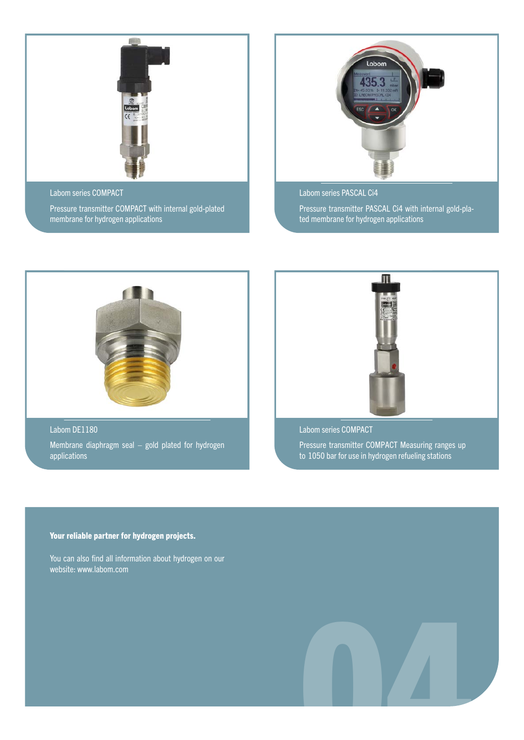Labom series COMPACT

Pressure transmitter COMPACT with internal gold-plated membrane for hydrogen applications

Labom series PASCAL Ci4

Pressure transmitter PASCAL Ci4 with internal gold-plated membrane for hydrogen applications

Labom DE1180

Membrane diaphragm seal – gold plated for hydrogen applications

Labom series COMPACT

Pressure transmitter COMPACT Measuring ranges up to 1050 bar for use in hydrogen refueling stations

**Your reliable partner for hydrogen projects.**

You can also find all information about hydrogen on our website: www.labom.com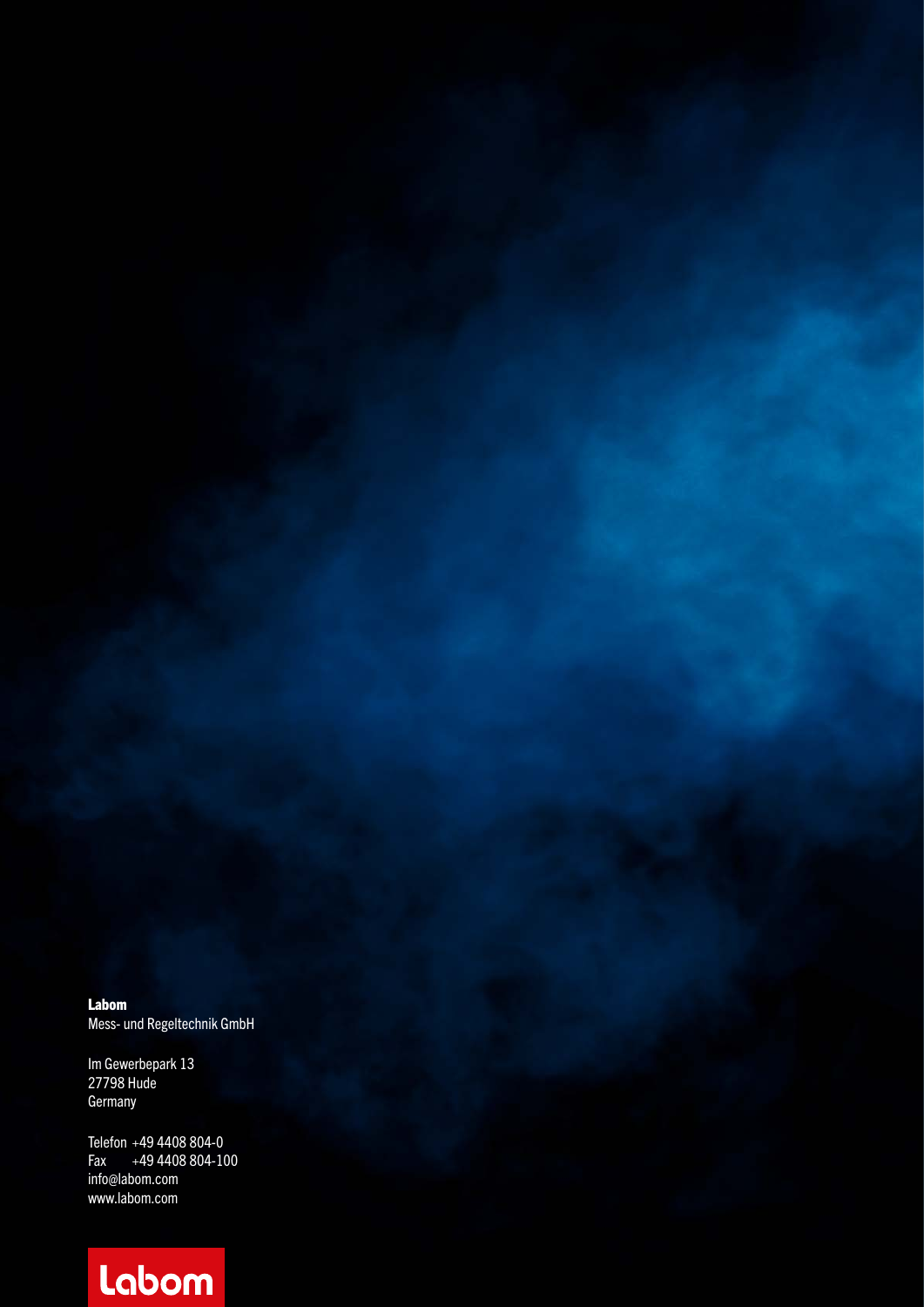**Labom**
Mess- und Regeltechnik GmbH

Im Gewerbepark 13
27798 Hude
Germany

Telefon +49 4408 804-0
Fax +49 4408 804-100
info@labom.com
www.labom.com

Labom